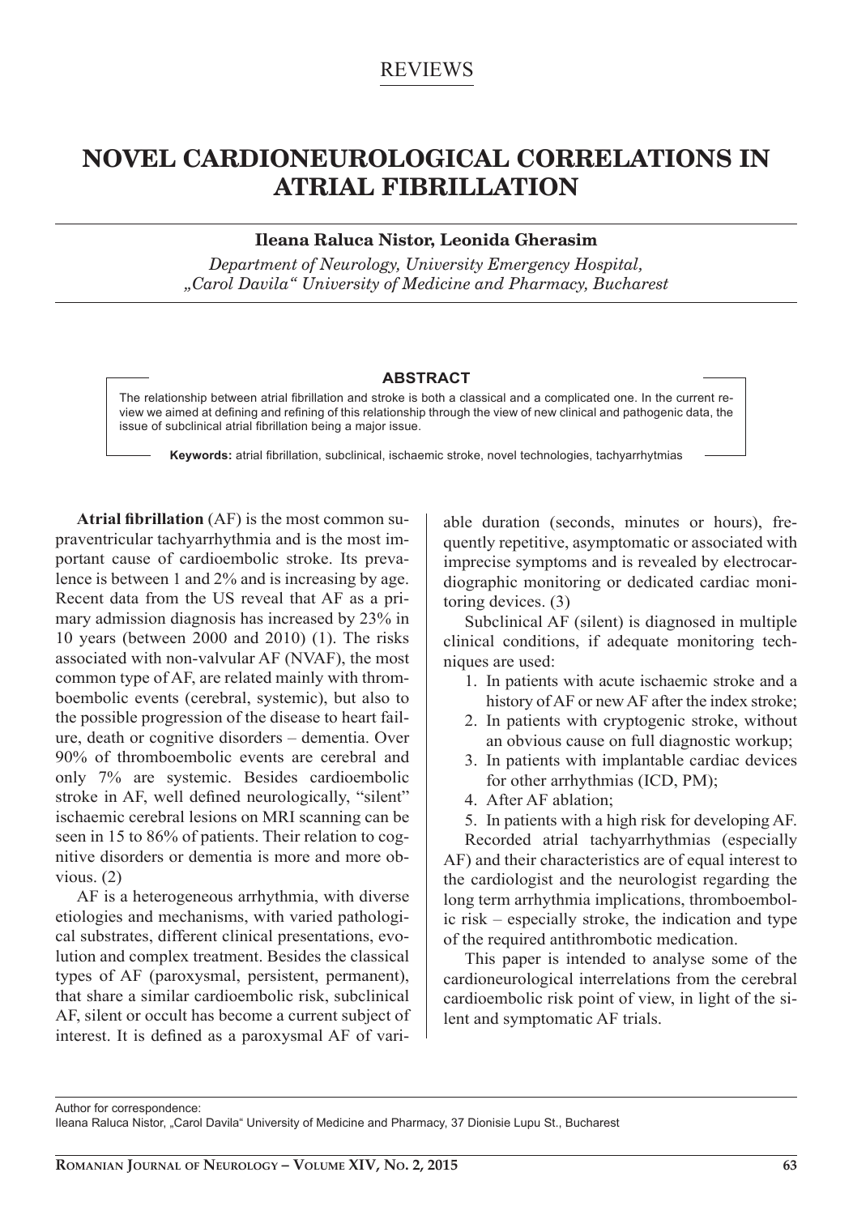REVIEWS

# NOVEL CARDIONEUROLOGICAL CORRELATIONS IN ATRIAL FIBRILLATION

**Ileana Raluca Nistor, Leonida Gherasim**

*Department of Neurology, University Emergency Hospital, „Carol Davila" University of Medicine and Pharmacy, Bucharest*

## ABSTRACT

The relationship between atrial fibrillation and stroke is both a classical and a complicated one. In the current review we aimed at defining and refining of this relationship through the view of new clinical and pathogenic data, the issue of subclinical atrial fibrillation being a major issue.

**Keywords:** atrial fibrillation, subclinical, ischaemic stroke, novel technologies, tachyarrhytmias

**Atrial fibrillation** (AF) is the most common supraventricular tachyarrhythmia and is the most important cause of cardioembolic stroke. Its prevalence is between 1 and 2% and is increasing by age. Recent data from the US reveal that AF as a primary admission diagnosis has increased by 23% in 10 years (between 2000 and 2010) (1). The risks associated with non-valvular AF (NVAF), the most common type of AF, are related mainly with thromboembolic events (cerebral, systemic), but also to the possible progression of the disease to heart failure, death or cognitive disorders – dementia. Over 90% of thromboembolic events are cerebral and only 7% are systemic. Besides cardioembolic stroke in AF, well defined neurologically, "silent" ischaemic cerebral lesions on MRI scanning can be seen in 15 to 86% of patients. Their relation to cognitive disorders or dementia is more and more obvious. (2)

AF is a heterogeneous arrhythmia, with diverse etiologies and mechanisms, with varied pathological substrates, different clinical presentations, evolution and complex treatment. Besides the classical types of AF (paroxysmal, persistent, permanent), that share a similar cardioembolic risk, subclinical AF, silent or occult has become a current subject of interest. It is defined as a paroxysmal AF of variable duration (seconds, minutes or hours), frequently repetitive, asymptomatic or associated with imprecise symptoms and is revealed by electrocardiographic monitoring or dedicated cardiac monitoring devices. (3)

Subclinical AF (silent) is diagnosed in multiple clinical conditions, if adequate monitoring techniques are used:

1. In patients with acute ischaemic stroke and a history of AF or new AF after the index stroke;
2. In patients with cryptogenic stroke, without an obvious cause on full diagnostic workup;
3. In patients with implantable cardiac devices for other arrhythmias (ICD, PM);
4. After AF ablation;
5. In patients with a high risk for developing AF.

Recorded atrial tachyarrhythmias (especially AF) and their characteristics are of equal interest to the cardiologist and the neurologist regarding the long term arrhythmia implications, thromboembolic risk – especially stroke, the indication and type of the required antithrombotic medication.

This paper is intended to analyse some of the cardioneurological interrelations from the cerebral cardioembolic risk point of view, in light of the silent and symptomatic AF trials.

Author for correspondence:
Ileana Raluca Nistor, „Carol Davila" University of Medicine and Pharmacy, 37 Dionisie Lupu St., Bucharest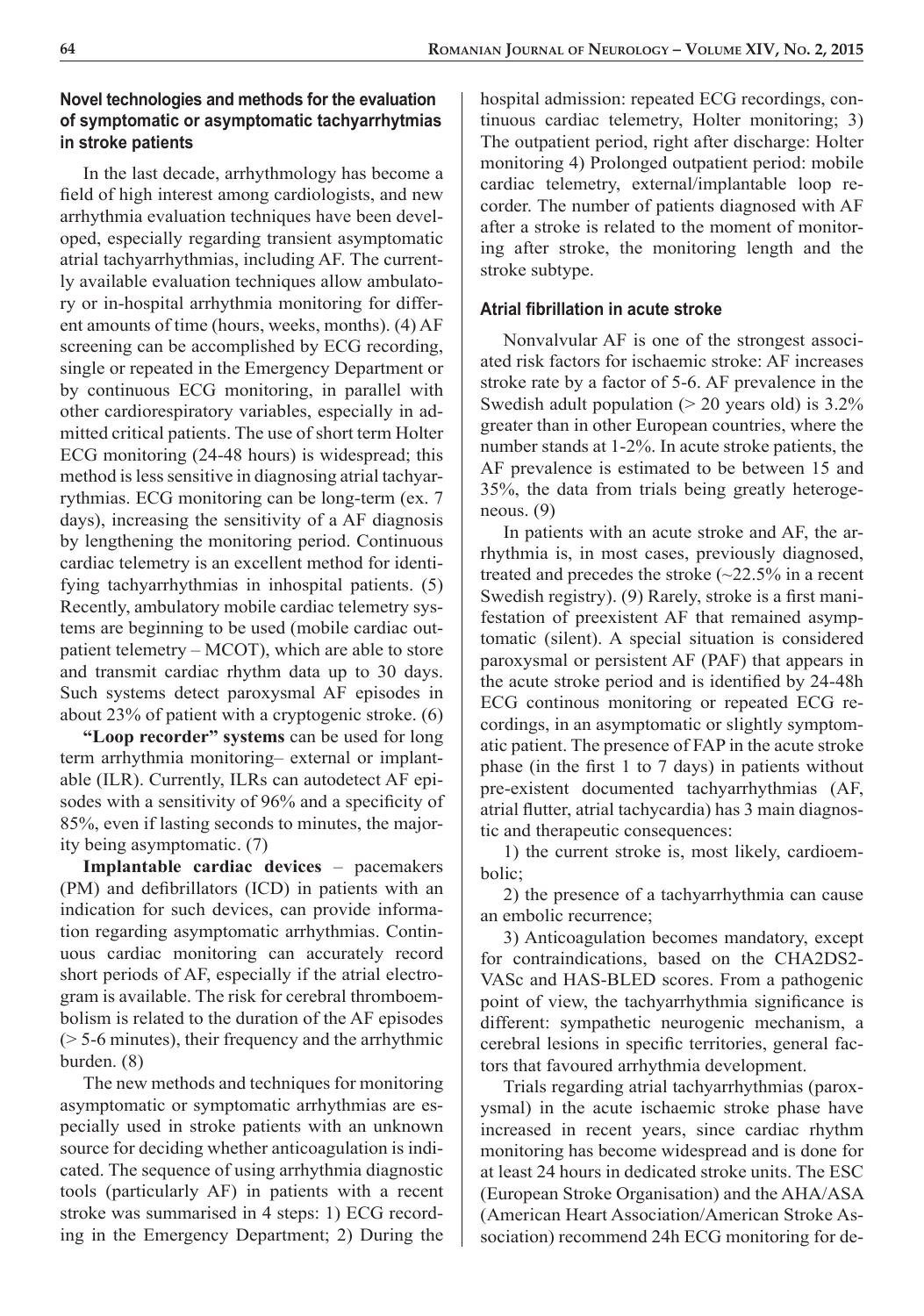### Novel technologies and methods for the evaluation of symptomatic or asymptomatic tachyarrhythmias in stroke patients

In the last decade, arrhythmology has become a field of high interest among cardiologists, and new arrhythmia evaluation techniques have been developed, especially regarding transient asymptomatic atrial tachyarrhythmias, including AF. The currently available evaluation techniques allow ambulatory or in-hospital arrhythmia monitoring for different amounts of time (hours, weeks, months). (4) AF screening can be accomplished by ECG recording, single or repeated in the Emergency Department or by continuous ECG monitoring, in parallel with other cardiorespiratory variables, especially in admitted critical patients. The use of short term Holter ECG monitoring (24-48 hours) is widespread; this method is less sensitive in diagnosing atrial tachyarrythmias. ECG monitoring can be long-term (ex. 7 days), increasing the sensitivity of a AF diagnosis by lengthening the monitoring period. Continuous cardiac telemetry is an excellent method for identifying tachyarrhythmias in inhospital patients. (5) Recently, ambulatory mobile cardiac telemetry systems are beginning to be used (mobile cardiac outpatient telemetry – MCOT), which are able to store and transmit cardiac rhythm data up to 30 days. Such systems detect paroxysmal AF episodes in about 23% of patient with a cryptogenic stroke. (6)

**"Loop recorder" systems** can be used for long term arrhythmia monitoring– external or implantable (ILR). Currently, ILRs can autodetect AF episodes with a sensitivity of 96% and a specificity of 85%, even if lasting seconds to minutes, the majority being asymptomatic. (7)

**Implantable cardiac devices** – pacemakers (PM) and defibrillators (ICD) in patients with an indication for such devices, can provide information regarding asymptomatic arrhythmias. Continuous cardiac monitoring can accurately record short periods of AF, especially if the atrial electrogram is available. The risk for cerebral thromboembolism is related to the duration of the AF episodes (> 5-6 minutes), their frequency and the arrhythmic burden. (8)

The new methods and techniques for monitoring asymptomatic or symptomatic arrhythmias are especially used in stroke patients with an unknown source for deciding whether anticoagulation is indicated. The sequence of using arrhythmia diagnostic tools (particularly AF) in patients with a recent stroke was summarised in 4 steps: 1) ECG recording in the Emergency Department; 2) During the hospital admission: repeated ECG recordings, continuous cardiac telemetry, Holter monitoring; 3) The outpatient period, right after discharge: Holter monitoring 4) Prolonged outpatient period: mobile cardiac telemetry, external/implantable loop recorder. The number of patients diagnosed with AF after a stroke is related to the moment of monitoring after stroke, the monitoring length and the stroke subtype.

### Atrial fibrillation in acute stroke

Nonvalvular AF is one of the strongest associated risk factors for ischaemic stroke: AF increases stroke rate by a factor of 5-6. AF prevalence in the Swedish adult population (> 20 years old) is 3.2% greater than in other European countries, where the number stands at 1-2%. In acute stroke patients, the AF prevalence is estimated to be between 15 and 35%, the data from trials being greatly heterogeneous. (9)

In patients with an acute stroke and AF, the arrhythmia is, in most cases, previously diagnosed, treated and precedes the stroke (~22.5% in a recent Swedish registry). (9) Rarely, stroke is a first manifestation of preexistent AF that remained asymptomatic (silent). A special situation is considered paroxysmal or persistent AF (PAF) that appears in the acute stroke period and is identified by 24-48h ECG continous monitoring or repeated ECG recordings, in an asymptomatic or slightly symptomatic patient. The presence of FAP in the acute stroke phase (in the first 1 to 7 days) in patients without pre-existent documented tachyarrhythmias (AF, atrial flutter, atrial tachycardia) has 3 main diagnostic and therapeutic consequences:

1) the current stroke is, most likely, cardioembolic;

2) the presence of a tachyarrhythmia can cause an embolic recurrence;

3) Anticoagulation becomes mandatory, except for contraindications, based on the CHA2DS2-VASc and HAS-BLED scores. From a pathogenic point of view, the tachyarrhythmia significance is different: sympathetic neurogenic mechanism, a cerebral lesions in specific territories, general factors that favoured arrhythmia development.

Trials regarding atrial tachyarrhythmias (paroxysmal) in the acute ischaemic stroke phase have increased in recent years, since cardiac rhythm monitoring has become widespread and is done for at least 24 hours in dedicated stroke units. The ESC (European Stroke Organisation) and the AHA/ASA (American Heart Association/American Stroke Association) recommend 24h ECG monitoring for de-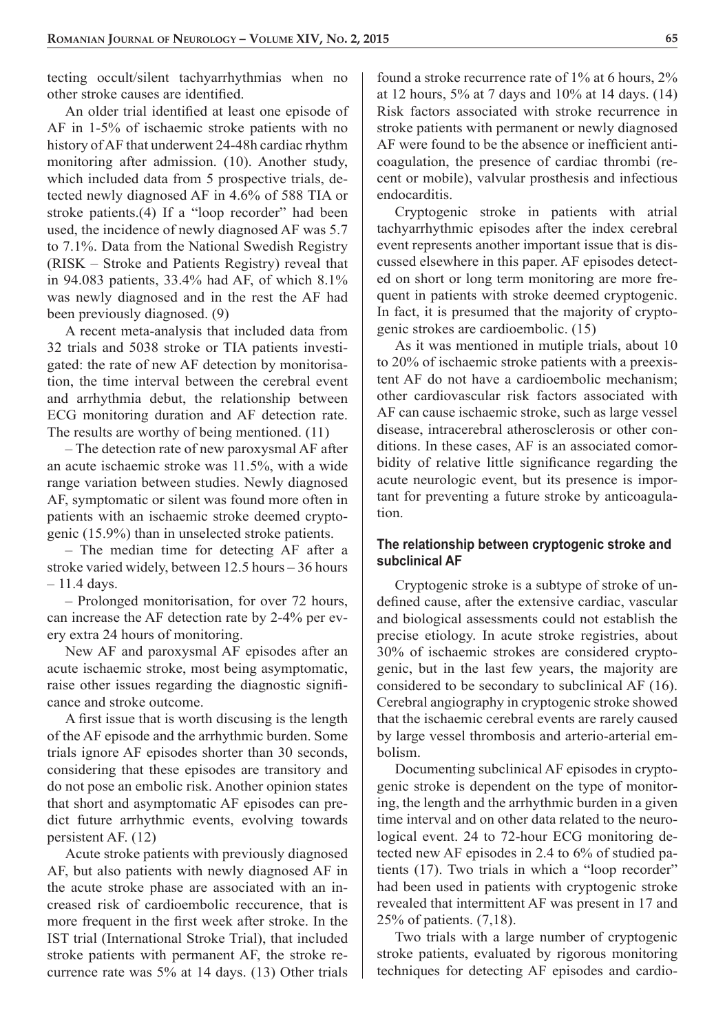tecting occult/silent tachyarrhythmias when no other stroke causes are identified.

An older trial identified at least one episode of AF in 1-5% of ischaemic stroke patients with no history of AF that underwent 24-48h cardiac rhythm monitoring after admission. (10). Another study, which included data from 5 prospective trials, detected newly diagnosed AF in 4.6% of 588 TIA or stroke patients.(4) If a "loop recorder" had been used, the incidence of newly diagnosed AF was 5.7 to 7.1%. Data from the National Swedish Registry (RISK – Stroke and Patients Registry) reveal that in 94.083 patients, 33.4% had AF, of which 8.1% was newly diagnosed and in the rest the AF had been previously diagnosed. (9)

A recent meta-analysis that included data from 32 trials and 5038 stroke or TIA patients investigated: the rate of new AF detection by monitorisation, the time interval between the cerebral event and arrhythmia debut, the relationship between ECG monitoring duration and AF detection rate. The results are worthy of being mentioned. (11)

– The detection rate of new paroxysmal AF after an acute ischaemic stroke was 11.5%, with a wide range variation between studies. Newly diagnosed AF, symptomatic or silent was found more often in patients with an ischaemic stroke deemed cryptogenic (15.9%) than in unselected stroke patients.

– The median time for detecting AF after a stroke varied widely, between 12.5 hours – 36 hours – 11.4 days.

– Prolonged monitorisation, for over 72 hours, can increase the AF detection rate by 2-4% per every extra 24 hours of monitoring.

New AF and paroxysmal AF episodes after an acute ischaemic stroke, most being asymptomatic, raise other issues regarding the diagnostic significance and stroke outcome.

A first issue that is worth discusing is the length of the AF episode and the arrhythmic burden. Some trials ignore AF episodes shorter than 30 seconds, considering that these episodes are transitory and do not pose an embolic risk. Another opinion states that short and asymptomatic AF episodes can predict future arrhythmic events, evolving towards persistent AF. (12)

Acute stroke patients with previously diagnosed AF, but also patients with newly diagnosed AF in the acute stroke phase are associated with an increased risk of cardioembolic reccurence, that is more frequent in the first week after stroke. In the IST trial (International Stroke Trial), that included stroke patients with permanent AF, the stroke recurrence rate was 5% at 14 days. (13) Other trials found a stroke recurrence rate of 1% at 6 hours, 2% at 12 hours, 5% at 7 days and 10% at 14 days. (14) Risk factors associated with stroke recurrence in stroke patients with permanent or newly diagnosed AF were found to be the absence or inefficient anticoagulation, the presence of cardiac thrombi (recent or mobile), valvular prosthesis and infectious endocarditis.

Cryptogenic stroke in patients with atrial tachyarrhythmic episodes after the index cerebral event represents another important issue that is discussed elsewhere in this paper. AF episodes detected on short or long term monitoring are more frequent in patients with stroke deemed cryptogenic. In fact, it is presumed that the majority of cryptogenic strokes are cardioembolic. (15)

As it was mentioned in mutiple trials, about 10 to 20% of ischaemic stroke patients with a preexistent AF do not have a cardioembolic mechanism; other cardiovascular risk factors associated with AF can cause ischaemic stroke, such as large vessel disease, intracerebral atherosclerosis or other conditions. In these cases, AF is an associated comorbidity of relative little significance regarding the acute neurologic event, but its presence is important for preventing a future stroke by anticoagulation.

### The relationship between cryptogenic stroke and subclinical AF

Cryptogenic stroke is a subtype of stroke of undefined cause, after the extensive cardiac, vascular and biological assessments could not establish the precise etiology. In acute stroke registries, about 30% of ischaemic strokes are considered cryptogenic, but in the last few years, the majority are considered to be secondary to subclinical AF (16). Cerebral angiography in cryptogenic stroke showed that the ischaemic cerebral events are rarely caused by large vessel thrombosis and arterio-arterial embolism.

Documenting subclinical AF episodes in cryptogenic stroke is dependent on the type of monitoring, the length and the arrhythmic burden in a given time interval and on other data related to the neurological event. 24 to 72-hour ECG monitoring detected new AF episodes in 2.4 to 6% of studied patients (17). Two trials in which a "loop recorder" had been used in patients with cryptogenic stroke revealed that intermittent AF was present in 17 and 25% of patients. (7,18).

Two trials with a large number of cryptogenic stroke patients, evaluated by rigorous monitoring techniques for detecting AF episodes and cardio-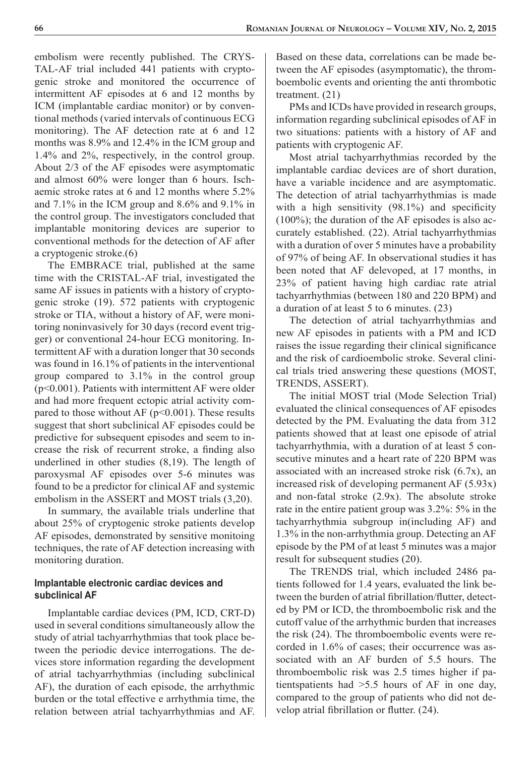embolism were recently published. The CRYSTAL-AF trial included 441 patients with cryptogenic stroke and monitored the occurrence of intermittent AF episodes at 6 and 12 months by ICM (implantable cardiac monitor) or by conventional methods (varied intervals of continuous ECG monitoring). The AF detection rate at 6 and 12 months was 8.9% and 12.4% in the ICM group and 1.4% and 2%, respectively, in the control group. About 2/3 of the AF episodes were asymptomatic and almost 60% were longer than 6 hours. Ischaemic stroke rates at 6 and 12 months where 5.2% and 7.1% in the ICM group and 8.6% and 9.1% in the control group. The investigators concluded that implantable monitoring devices are superior to conventional methods for the detection of AF after a cryptogenic stroke.(6)

The EMBRACE trial, published at the same time with the CRISTAL-AF trial, investigated the same AF issues in patients with a history of cryptogenic stroke (19). 572 patients with cryptogenic stroke or TIA, without a history of AF, were monitoring noninvasively for 30 days (record event trigger) or conventional 24-hour ECG monitoring. Intermittent AF with a duration longer that 30 seconds was found in 16.1% of patients in the interventional group compared to 3.1% in the control group ($p<0.001$). Patients with intermittent AF were older and had more frequent ectopic atrial activity compared to those without AF ($p<0.001$). These results suggest that short subclinical AF episodes could be predictive for subsequent episodes and seem to increase the risk of recurrent stroke, a finding also underlined in other studies (8,19). The length of paroxysmal AF episodes over 5-6 minutes was found to be a predictor for clinical AF and systemic embolism in the ASSERT and MOST trials (3,20).

In summary, the available trials underline that about 25% of cryptogenic stroke patients develop AF episodes, demonstrated by sensitive monitoing techniques, the rate of AF detection increasing with monitoring duration.

### Implantable electronic cardiac devices and subclinical AF

Implantable cardiac devices (PM, ICD, CRT-D) used in several conditions simultaneously allow the study of atrial tachyarrhythmias that took place between the periodic device interrogations. The devices store information regarding the development of atrial tachyarrhythmias (including subclinical AF), the duration of each episode, the arrhythmic burden or the total effective e arrhythmia time, the relation between atrial tachyarrhythmias and AF. Based on these data, correlations can be made between the AF episodes (asymptomatic), the thromboembolic events and orienting the anti thrombotic treatment. (21)

PMs and ICDs have provided in research groups, information regarding subclinical episodes of AF in two situations: patients with a history of AF and patients with cryptogenic AF.

Most atrial tachyarrhythmias recorded by the implantable cardiac devices are of short duration, have a variable incidence and are asymptomatic. The detection of atrial tachyarrhythmias is made with a high sensitivity (98.1%) and specificity (100%); the duration of the AF episodes is also accurately established. (22). Atrial tachyarrhythmias with a duration of over 5 minutes have a probability of 97% of being AF. In observational studies it has been noted that AF delevoped, at 17 months, in 23% of patient having high cardiac rate atrial tachyarrhythmias (between 180 and 220 BPM) and a duration of at least 5 to 6 minutes. (23)

The detection of atrial tachyarrhythmias and new AF episodes in patients with a PM and ICD raises the issue regarding their clinical significance and the risk of cardioembolic stroke. Several clinical trials tried answering these questions (MOST, TRENDS, ASSERT).

The initial MOST trial (Mode Selection Trial) evaluated the clinical consequences of AF episodes detected by the PM. Evaluating the data from 312 patients showed that at least one episode of atrial tachyarrhythmia, with a duration of at least 5 consecutive minutes and a heart rate of 220 BPM was associated with an increased stroke risk (6.7x), an increased risk of developing permanent AF (5.93x) and non-fatal stroke (2.9x). The absolute stroke rate in the entire patient group was 3.2%: 5% in the tachyarrhythmia subgroup in(including AF) and 1.3% in the non-arrhythmia group. Detecting an AF episode by the PM of at least 5 minutes was a major result for subsequent studies (20).

The TRENDS trial, which included 2486 patients followed for 1.4 years, evaluated the link between the burden of atrial fibrillation/flutter, detected by PM or ICD, the thromboembolic risk and the cutoff value of the arrhythmic burden that increases the risk (24). The thromboembolic events were recorded in 1.6% of cases; their occurrence was associated with an AF burden of 5.5 hours. The thromboembolic risk was 2.5 times higher if patientspatients had >5.5 hours of AF in one day, compared to the group of patients who did not develop atrial fibrillation or flutter. (24).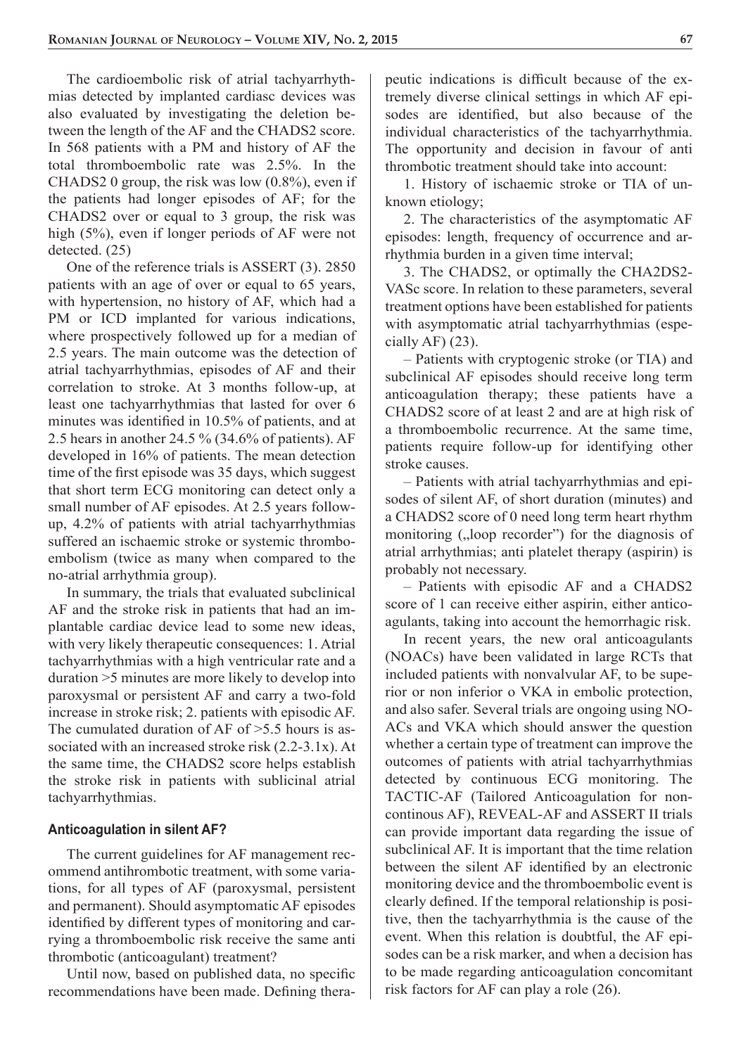The cardioembolic risk of atrial tachyarrhythmias detected by implanted cardiasc devices was also evaluated by investigating the deletion between the length of the AF and the CHADS2 score. In 568 patients with a PM and history of AF the total thromboembolic rate was 2.5%. In the CHADS2 0 group, the risk was low (0.8%), even if the patients had longer episodes of AF; for the CHADS2 over or equal to 3 group, the risk was high (5%), even if longer periods of AF were not detected. (25)

One of the reference trials is ASSERT (3). 2850 patients with an age of over or equal to 65 years, with hypertension, no history of AF, which had a PM or ICD implanted for various indications, where prospectively followed up for a median of 2.5 years. The main outcome was the detection of atrial tachyarrhythmias, episodes of AF and their correlation to stroke. At 3 months follow-up, at least one tachyarrhythmias that lasted for over 6 minutes was identified in 10.5% of patients, and at 2.5 hears in another 24.5 % (34.6% of patients). AF developed in 16% of patients. The mean detection time of the first episode was 35 days, which suggest that short term ECG monitoring can detect only a small number of AF episodes. At 2.5 years follow-up, 4.2% of patients with atrial tachyarrhythmias suffered an ischaemic stroke or systemic thromboembolism (twice as many when compared to the no-atrial arrhythmia group).

In summary, the trials that evaluated subclinical AF and the stroke risk in patients that had an implantable cardiac device lead to some new ideas, with very likely therapeutic consequences: 1. Atrial tachyarrhythmias with a high ventricular rate and a duration >5 minutes are more likely to develop into paroxysmal or persistent AF and carry a two-fold increase in stroke risk; 2. patients with episodic AF. The cumulated duration of AF of >5.5 hours is associated with an increased stroke risk (2.2-3.1x). At the same time, the CHADS2 score helps establish the stroke risk in patients with sublicinal atrial tachyarrhythmias.

### Anticoagulation in silent AF?

The current guidelines for AF management recommend antihrombotic treatment, with some variations, for all types of AF (paroxysmal, persistent and permanent). Should asymptomatic AF episodes identified by different types of monitoring and carrying a thromboembolic risk receive the same anti thrombotic (anticoagulant) treatment?

Until now, based on published data, no specific recommendations have been made. Defining therapeutic indications is difficult because of the extremely diverse clinical settings in which AF episodes are identified, but also because of the individual characteristics of the tachyarrhythmia. The opportunity and decision in favour of anti thrombotic treatment should take into account:

1. History of ischaemic stroke or TIA of unknown etiology;
2. The characteristics of the asymptomatic AF episodes: length, frequency of occurrence and arrhythmia burden in a given time interval;
3. The CHADS2, or optimally the CHA2DS2-VASc score. In relation to these parameters, several treatment options have been established for patients with asymptomatic atrial tachyarrhythmias (especially AF) (23).

– Patients with cryptogenic stroke (or TIA) and subclinical AF episodes should receive long term anticoagulation therapy; these patients have a CHADS2 score of at least 2 and are at high risk of a thromboembolic recurrence. At the same time, patients require follow-up for identifying other stroke causes.

– Patients with atrial tachyarrhythmias and episodes of silent AF, of short duration (minutes) and a CHADS2 score of 0 need long term heart rhythm monitoring („loop recorder") for the diagnosis of atrial arrhythmias; anti platelet therapy (aspirin) is probably not necessary.

– Patients with episodic AF and a CHADS2 score of 1 can receive either aspirin, either anticoagulants, taking into account the hemorrhagic risk.

In recent years, the new oral anticoagulants (NOACs) have been validated in large RCTs that included patients with nonvalvular AF, to be superior or non inferior o VKA in embolic protection, and also safer. Several trials are ongoing using NOACs and VKA which should answer the question whether a certain type of treatment can improve the outcomes of patients with atrial tachyarrhythmias detected by continuous ECG monitoring. The TACTIC-AF (Tailored Anticoagulation for noncontinous AF), REVEAL-AF and ASSERT II trials can provide important data regarding the issue of subclinical AF. It is important that the time relation between the silent AF identified by an electronic monitoring device and the thromboembolic event is clearly defined. If the temporal relationship is positive, then the tachyarrhythmia is the cause of the event. When this relation is doubtful, the AF episodes can be a risk marker, and when a decision has to be made regarding anticoagulation concomitant risk factors for AF can play a role (26).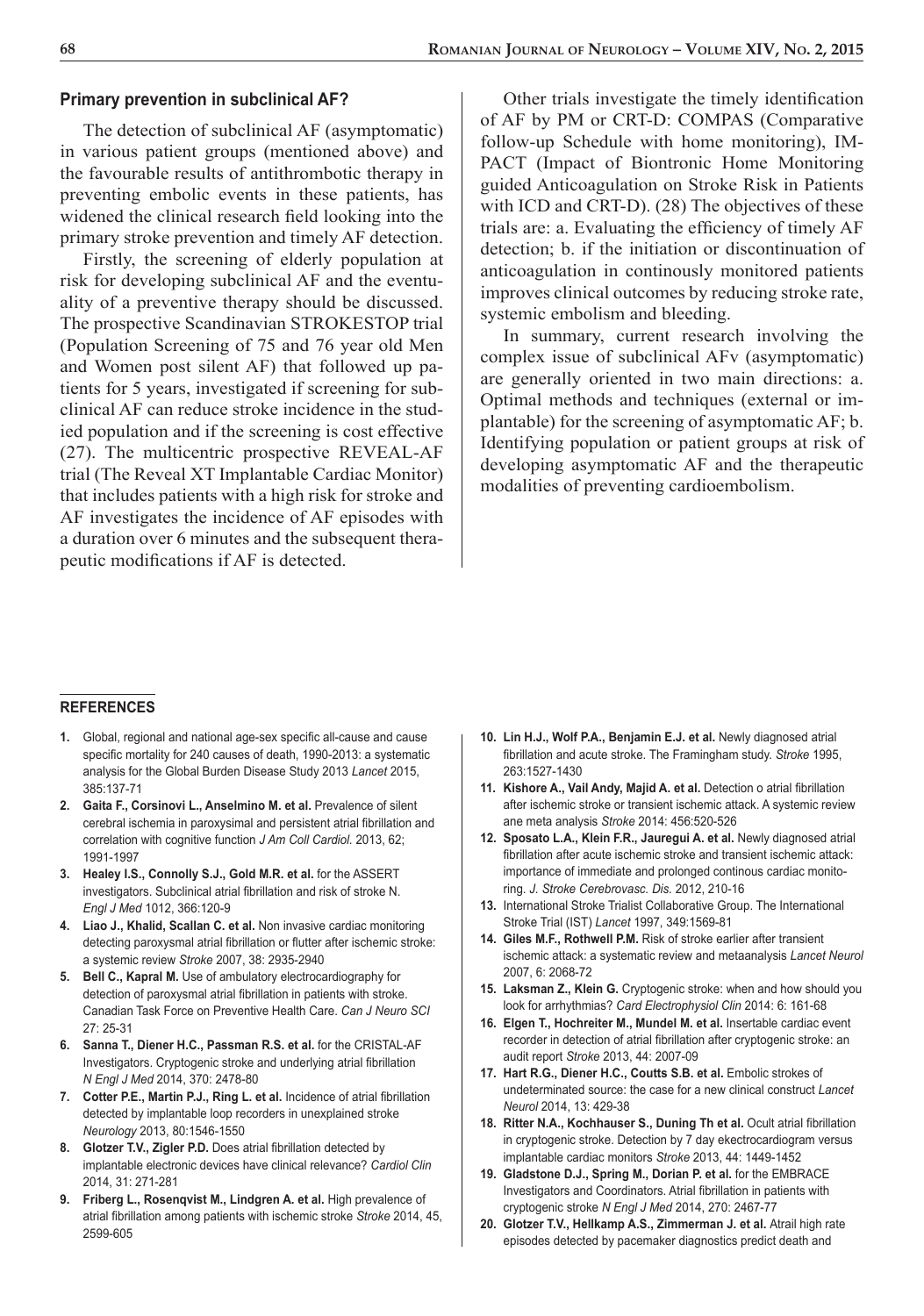### Primary prevention in subclinical AF?

The detection of subclinical AF (asymptomatic) in various patient groups (mentioned above) and the favourable results of antithrombotic therapy in preventing embolic events in these patients, has widened the clinical research field looking into the primary stroke prevention and timely AF detection.

Firstly, the screening of elderly population at risk for developing subclinical AF and the eventuality of a preventive therapy should be discussed. The prospective Scandinavian STROKESTOP trial (Population Screening of 75 and 76 year old Men and Women post silent AF) that followed up patients for 5 years, investigated if screening for subclinical AF can reduce stroke incidence in the studied population and if the screening is cost effective (27). The multicentric prospective REVEAL-AF trial (The Reveal XT Implantable Cardiac Monitor) that includes patients with a high risk for stroke and AF investigates the incidence of AF episodes with a duration over 6 minutes and the subsequent therapeutic modifications if AF is detected.

Other trials investigate the timely identification of AF by PM or CRT-D: COMPAS (Comparative follow-up Schedule with home monitoring), IMPACT (Impact of Biontronic Home Monitoring guided Anticoagulation on Stroke Risk in Patients with ICD and CRT-D). (28) The objectives of these trials are: a. Evaluating the efficiency of timely AF detection; b. if the initiation or discontinuation of anticoagulation in continously monitored patients improves clinical outcomes by reducing stroke rate, systemic embolism and bleeding.

In summary, current research involving the complex issue of subclinical AFv (asymptomatic) are generally oriented in two main directions: a. Optimal methods and techniques (external or implantable) for the screening of asymptomatic AF; b. Identifying population or patient groups at risk of developing asymptomatic AF and the therapeutic modalities of preventing cardioembolism.

### REFERENCES

1. Global, regional and national age-sex specific all-cause and cause specific mortality for 240 causes of death, 1990-2013: a systematic analysis for the Global Burden Disease Study 2013 *Lancet* 2015, 385:137-71
2. **Gaita F., Corsinovi L., Anselmino M. et al.** Prevalence of silent cerebral ischemia in paroxysimal and persistent atrial fibrillation and correlation with cognitive function *J Am Coll Cardiol.* 2013, 62; 1991-1997
3. **Healey I.S., Connolly S.J., Gold M.R. et al.** for the ASSERT investigators. Subclinical atrial fibrillation and risk of stroke N. *Engl J Med* 1012, 366:120-9
4. **Liao J., Khalid, Scallan C. et al.** Non invasive cardiac monitoring detecting paroxysmal atrial fibrillation or flutter after ischemic stroke: a systemic review *Stroke* 2007, 38: 2935-2940
5. **Bell C., Kapral M.** Use of ambulatory electrocardiography for detection of paroxysmal atrial fibrillation in patients with stroke. Canadian Task Force on Preventive Health Care. *Can J Neuro SCI* 27: 25-31
6. **Sanna T., Diener H.C., Passman R.S. et al.** for the CRISTAL-AF Investigators. Cryptogenic stroke and underlying atrial fibrillation *N Engl J Med* 2014, 370: 2478-80
7. **Cotter P.E., Martin P.J., Ring L. et al.** Incidence of atrial fibrillation detected by implantable loop recorders in unexplained stroke *Neurology* 2013, 80:1546-1550
8. **Glotzer T.V., Zigler P.D.** Does atrial fibrillation detected by implantable electronic devices have clinical relevance? *Cardiol Clin* 2014, 31: 271-281
9. **Friberg L., Rosenqvist M., Lindgren A. et al.** High prevalence of atrial fibrillation among patients with ischemic stroke *Stroke* 2014, 45, 2599-605
10. **Lin H.J., Wolf P.A., Benjamin E.J. et al.** Newly diagnosed atrial fibrillation and acute stroke. The Framingham study. *Stroke* 1995, 263:1527-1430
11. **Kishore A., Vail Andy, Majid A. et al.** Detection o atrial fibrillation after ischemic stroke or transient ischemic attack. A systemic review ane meta analysis *Stroke* 2014: 456:520-526
12. **Sposato L.A., Klein F.R., Jauregui A. et al.** Newly diagnosed atrial fibrillation after acute ischemic stroke and transient ischemic attack: importance of immediate and prolonged continous cardiac monitoring. *J. Stroke Cerebrovasc. Dis.* 2012, 210-16
13. International Stroke Trialist Collaborative Group. The International Stroke Trial (IST) *Lancet* 1997, 349:1569-81
14. **Giles M.F., Rothwell P.M.** Risk of stroke earlier after transient ischemic attack: a systematic review and metaanalysis *Lancet Neurol* 2007, 6: 2068-72
15. **Laksman Z., Klein G.** Cryptogenic stroke: when and how should you look for arrhythmias? *Card Electrophysiol Clin* 2014: 6: 161-68
16. **Elgen T., Hochreiter M., Mundel M. et al.** Insertable cardiac event recorder in detection of atrial fibrillation after cryptogenic stroke: an audit report *Stroke* 2013, 44: 2007-09
17. **Hart R.G., Diener H.C., Coutts S.B. et al.** Embolic strokes of undeterminated source: the case for a new clinical construct *Lancet Neurol* 2014, 13: 429-38
18. **Ritter N.A., Kochhauser S., Duning Th et al.** Ocult atrial fibrillation in cryptogenic stroke. Detection by 7 day ekectrocardiogram versus implantable cardiac monitors *Stroke* 2013, 44: 1449-1452
19. **Gladstone D.J., Spring M., Dorian P. et al.** for the EMBRACE Investigators and Coordinators. Atrial fibrillation in patients with cryptogenic stroke *N Engl J Med* 2014, 270: 2467-77
20. **Glotzer T.V., Hellkamp A.S., Zimmerman J. et al.** Atrail high rate episodes detected by pacemaker diagnostics predict death and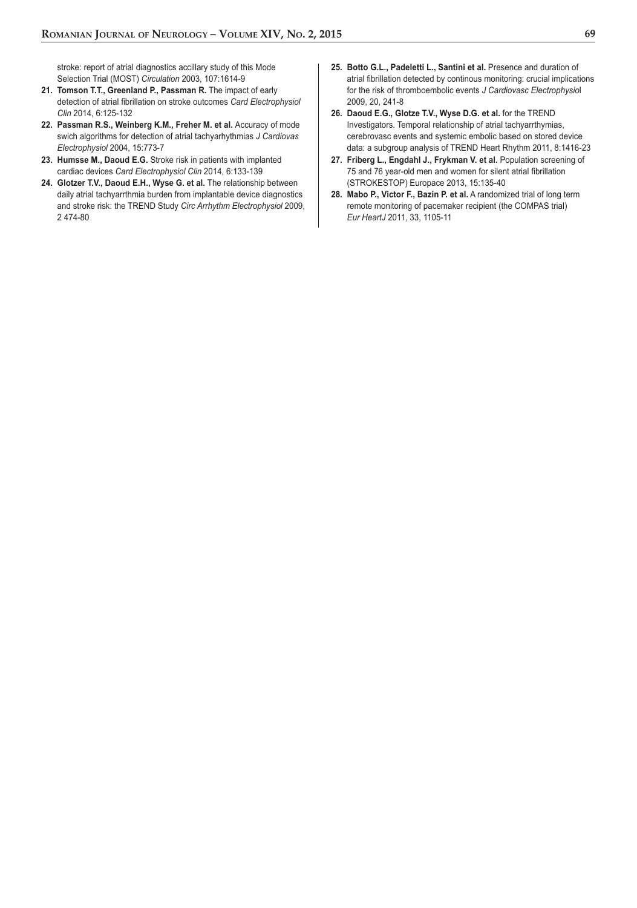stroke: report of atrial diagnostics accillary study of this Mode Selection Trial (MOST) *Circulation* 2003, 107:1614-9

21. **Tomson T.T., Greenland P., Passman R.** The impact of early detection of atrial fibrillation on stroke outcomes *Card Electrophysiol Clin* 2014, 6:125-132
22. **Passman R.S., Weinberg K.M., Freher M. et al.** Accuracy of mode swich algorithms for detection of atrial tachyarhythmias *J Cardiovas Electrophysiol* 2004, 15:773-7
23. **Humsse M., Daoud E.G.** Stroke risk in patients with implanted cardiac devices *Card Electrophysiol Clin* 2014, 6:133-139
24. **Glotzer T.V., Daoud E.H., Wyse G. et al.** The relationship between daily atrial tachyarrthmia burden from implantable device diagnostics and stroke risk: the TREND Study *Circ Arrhythm Electrophysiol* 2009, 2 474-80
25. **Botto G.L., Padeletti L., Santini et al.** Presence and duration of atrial fibrillation detected by continous monitoring: crucial implications for the risk of thromboembolic events *J Cardiovasc Electrophysiol* 2009, 20, 241-8
26. **Daoud E.G., Glotze T.V., Wyse D.G. et al.** for the TREND Investigators. Temporal relationship of atrial tachyarrthymias, cerebrovasc events and systemic embolic based on stored device data: a subgroup analysis of TREND Heart Rhythm 2011, 8:1416-23
27. **Friberg L., Engdahl J., Frykman V. et al.** Population screening of 75 and 76 year-old men and women for silent atrial fibrillation (STROKESTOP) Europace 2013, 15:135-40
28. **Mabo P., Victor F., Bazin P. et al.** A randomized trial of long term remote monitoring of pacemaker recipient (the COMPAS trial) *Eur HeartJ* 2011, 33, 1105-11